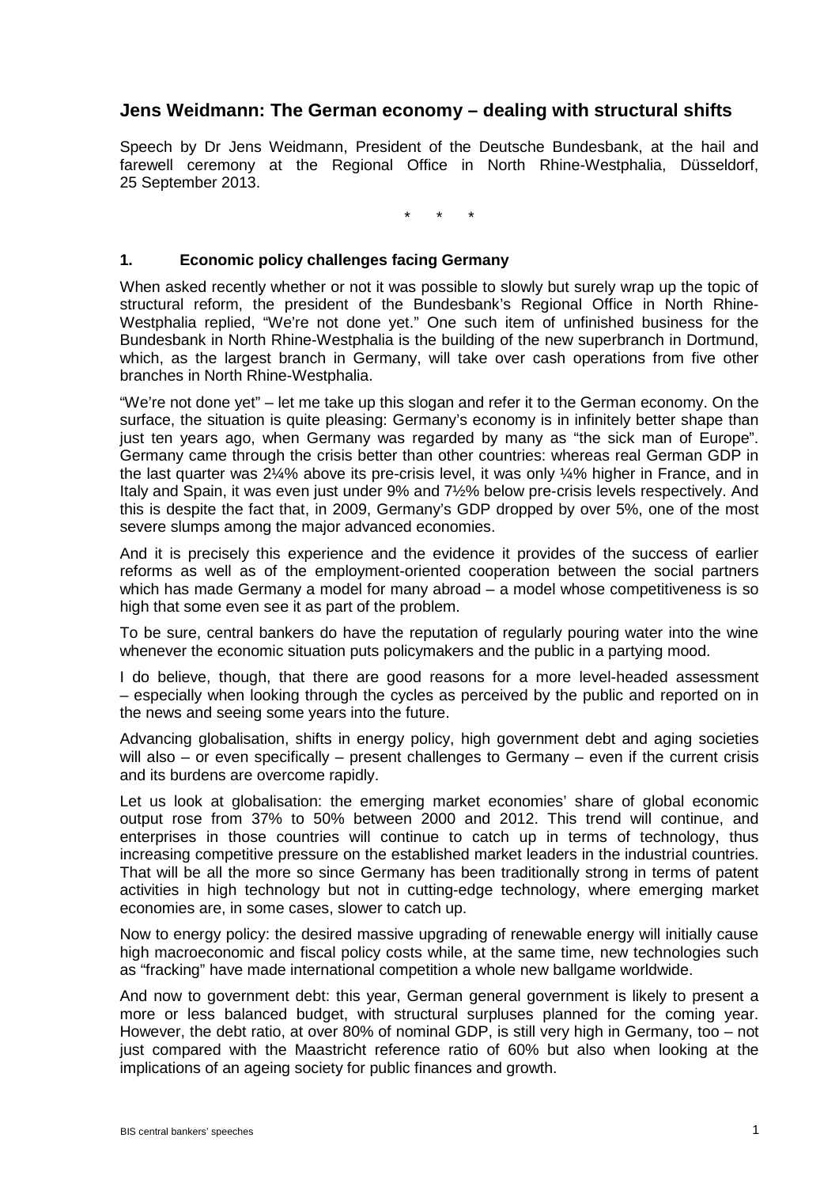# Jens Weidmann: The German economy – dealing with structural shifts

Speech by Dr Jens Weidmann, President of the Deutsche Bundesbank, at the hail and farewell ceremony at the Regional Office in North Rhine-Westphalia, Düsseldorf, 25 September 2013.

\*  \*  \*

## 1. Economic policy challenges facing Germany

When asked recently whether or not it was possible to slowly but surely wrap up the topic of structural reform, the president of the Bundesbank's Regional Office in North Rhine-Westphalia replied, "We're not done yet." One such item of unfinished business for the Bundesbank in North Rhine-Westphalia is the building of the new superbranch in Dortmund, which, as the largest branch in Germany, will take over cash operations from five other branches in North Rhine-Westphalia.

"We're not done yet" – let me take up this slogan and refer it to the German economy. On the surface, the situation is quite pleasing: Germany's economy is in infinitely better shape than just ten years ago, when Germany was regarded by many as "the sick man of Europe". Germany came through the crisis better than other countries: whereas real German GDP in the last quarter was 2¼% above its pre-crisis level, it was only ¼% higher in France, and in Italy and Spain, it was even just under 9% and 7½% below pre-crisis levels respectively. And this is despite the fact that, in 2009, Germany's GDP dropped by over 5%, one of the most severe slumps among the major advanced economies.

And it is precisely this experience and the evidence it provides of the success of earlier reforms as well as of the employment-oriented cooperation between the social partners which has made Germany a model for many abroad – a model whose competitiveness is so high that some even see it as part of the problem.

To be sure, central bankers do have the reputation of regularly pouring water into the wine whenever the economic situation puts policymakers and the public in a partying mood.

I do believe, though, that there are good reasons for a more level-headed assessment – especially when looking through the cycles as perceived by the public and reported on in the news and seeing some years into the future.

Advancing globalisation, shifts in energy policy, high government debt and aging societies will also – or even specifically – present challenges to Germany – even if the current crisis and its burdens are overcome rapidly.

Let us look at globalisation: the emerging market economies' share of global economic output rose from 37% to 50% between 2000 and 2012. This trend will continue, and enterprises in those countries will continue to catch up in terms of technology, thus increasing competitive pressure on the established market leaders in the industrial countries. That will be all the more so since Germany has been traditionally strong in terms of patent activities in high technology but not in cutting-edge technology, where emerging market economies are, in some cases, slower to catch up.

Now to energy policy: the desired massive upgrading of renewable energy will initially cause high macroeconomic and fiscal policy costs while, at the same time, new technologies such as "fracking" have made international competition a whole new ballgame worldwide.

And now to government debt: this year, German general government is likely to present a more or less balanced budget, with structural surpluses planned for the coming year. However, the debt ratio, at over 80% of nominal GDP, is still very high in Germany, too – not just compared with the Maastricht reference ratio of 60% but also when looking at the implications of an ageing society for public finances and growth.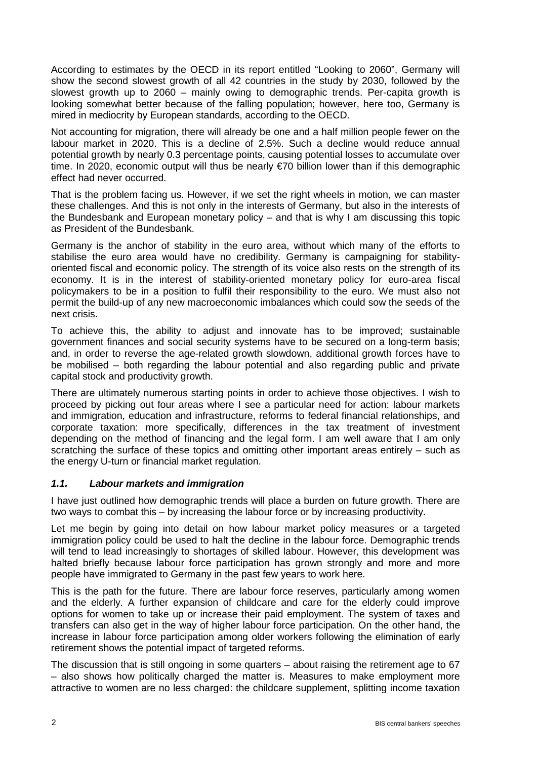According to estimates by the OECD in its report entitled "Looking to 2060", Germany will show the second slowest growth of all 42 countries in the study by 2030, followed by the slowest growth up to 2060 – mainly owing to demographic trends. Per-capita growth is looking somewhat better because of the falling population; however, here too, Germany is mired in mediocrity by European standards, according to the OECD.

Not accounting for migration, there will already be one and a half million people fewer on the labour market in 2020. This is a decline of 2.5%. Such a decline would reduce annual potential growth by nearly 0.3 percentage points, causing potential losses to accumulate over time. In 2020, economic output will thus be nearly €70 billion lower than if this demographic effect had never occurred.

That is the problem facing us. However, if we set the right wheels in motion, we can master these challenges. And this is not only in the interests of Germany, but also in the interests of the Bundesbank and European monetary policy – and that is why I am discussing this topic as President of the Bundesbank.

Germany is the anchor of stability in the euro area, without which many of the efforts to stabilise the euro area would have no credibility. Germany is campaigning for stability-oriented fiscal and economic policy. The strength of its voice also rests on the strength of its economy. It is in the interest of stability-oriented monetary policy for euro-area fiscal policymakers to be in a position to fulfil their responsibility to the euro. We must also not permit the build-up of any new macroeconomic imbalances which could sow the seeds of the next crisis.

To achieve this, the ability to adjust and innovate has to be improved; sustainable government finances and social security systems have to be secured on a long-term basis; and, in order to reverse the age-related growth slowdown, additional growth forces have to be mobilised – both regarding the labour potential and also regarding public and private capital stock and productivity growth.

There are ultimately numerous starting points in order to achieve those objectives. I wish to proceed by picking out four areas where I see a particular need for action: labour markets and immigration, education and infrastructure, reforms to federal financial relationships, and corporate taxation: more specifically, differences in the tax treatment of investment depending on the method of financing and the legal form. I am well aware that I am only scratching the surface of these topics and omitting other important areas entirely – such as the energy U-turn or financial market regulation.

### *1.1. Labour markets and immigration*

I have just outlined how demographic trends will place a burden on future growth. There are two ways to combat this – by increasing the labour force or by increasing productivity.

Let me begin by going into detail on how labour market policy measures or a targeted immigration policy could be used to halt the decline in the labour force. Demographic trends will tend to lead increasingly to shortages of skilled labour. However, this development was halted briefly because labour force participation has grown strongly and more and more people have immigrated to Germany in the past few years to work here.

This is the path for the future. There are labour force reserves, particularly among women and the elderly. A further expansion of childcare and care for the elderly could improve options for women to take up or increase their paid employment. The system of taxes and transfers can also get in the way of higher labour force participation. On the other hand, the increase in labour force participation among older workers following the elimination of early retirement shows the potential impact of targeted reforms.

The discussion that is still ongoing in some quarters – about raising the retirement age to 67 – also shows how politically charged the matter is. Measures to make employment more attractive to women are no less charged: the childcare supplement, splitting income taxation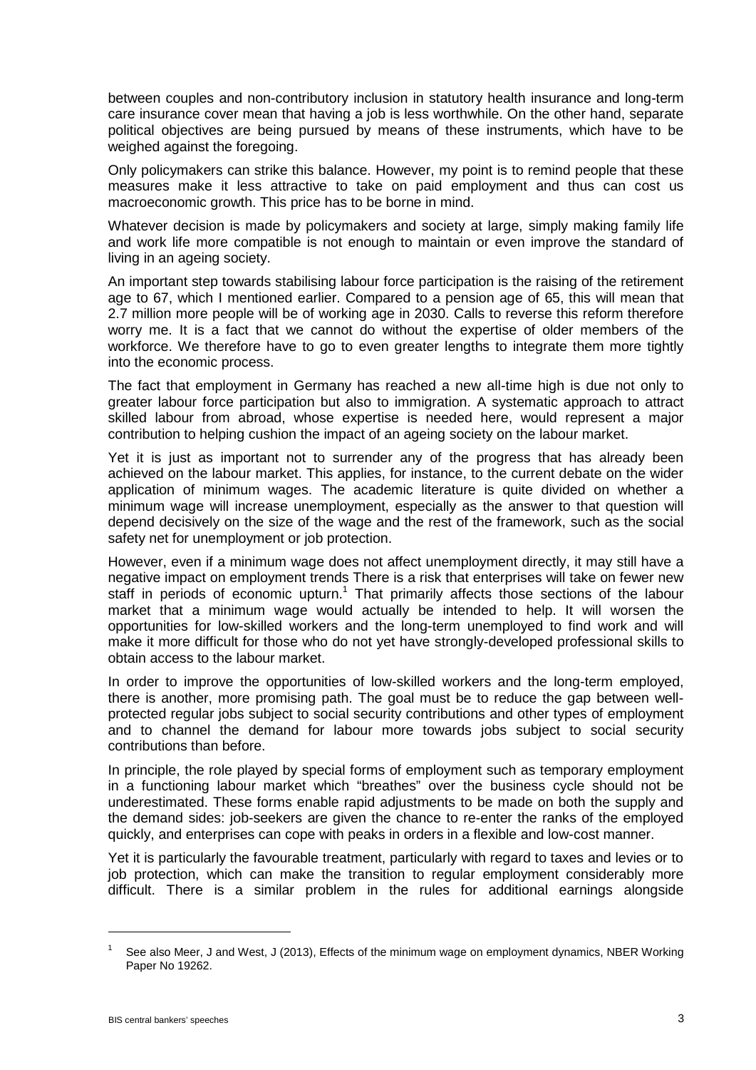between couples and non-contributory inclusion in statutory health insurance and long-term care insurance cover mean that having a job is less worthwhile. On the other hand, separate political objectives are being pursued by means of these instruments, which have to be weighed against the foregoing.

Only policymakers can strike this balance. However, my point is to remind people that these measures make it less attractive to take on paid employment and thus can cost us macroeconomic growth. This price has to be borne in mind.

Whatever decision is made by policymakers and society at large, simply making family life and work life more compatible is not enough to maintain or even improve the standard of living in an ageing society.

An important step towards stabilising labour force participation is the raising of the retirement age to 67, which I mentioned earlier. Compared to a pension age of 65, this will mean that 2.7 million more people will be of working age in 2030. Calls to reverse this reform therefore worry me. It is a fact that we cannot do without the expertise of older members of the workforce. We therefore have to go to even greater lengths to integrate them more tightly into the economic process.

The fact that employment in Germany has reached a new all-time high is due not only to greater labour force participation but also to immigration. A systematic approach to attract skilled labour from abroad, whose expertise is needed here, would represent a major contribution to helping cushion the impact of an ageing society on the labour market.

Yet it is just as important not to surrender any of the progress that has already been achieved on the labour market. This applies, for instance, to the current debate on the wider application of minimum wages. The academic literature is quite divided on whether a minimum wage will increase unemployment, especially as the answer to that question will depend decisively on the size of the wage and the rest of the framework, such as the social safety net for unemployment or job protection.

However, even if a minimum wage does not affect unemployment directly, it may still have a negative impact on employment trends There is a risk that enterprises will take on fewer new staff in periods of economic upturn.[1] That primarily affects those sections of the labour market that a minimum wage would actually be intended to help. It will worsen the opportunities for low-skilled workers and the long-term unemployed to find work and will make it more difficult for those who do not yet have strongly-developed professional skills to obtain access to the labour market.

In order to improve the opportunities of low-skilled workers and the long-term employed, there is another, more promising path. The goal must be to reduce the gap between well-protected regular jobs subject to social security contributions and other types of employment and to channel the demand for labour more towards jobs subject to social security contributions than before.

In principle, the role played by special forms of employment such as temporary employment in a functioning labour market which "breathes" over the business cycle should not be underestimated. These forms enable rapid adjustments to be made on both the supply and the demand sides: job-seekers are given the chance to re-enter the ranks of the employed quickly, and enterprises can cope with peaks in orders in a flexible and low-cost manner.

Yet it is particularly the favourable treatment, particularly with regard to taxes and levies or to job protection, which can make the transition to regular employment considerably more difficult. There is a similar problem in the rules for additional earnings alongside

[1] See also Meer, J and West, J (2013), Effects of the minimum wage on employment dynamics, NBER Working Paper No 19262.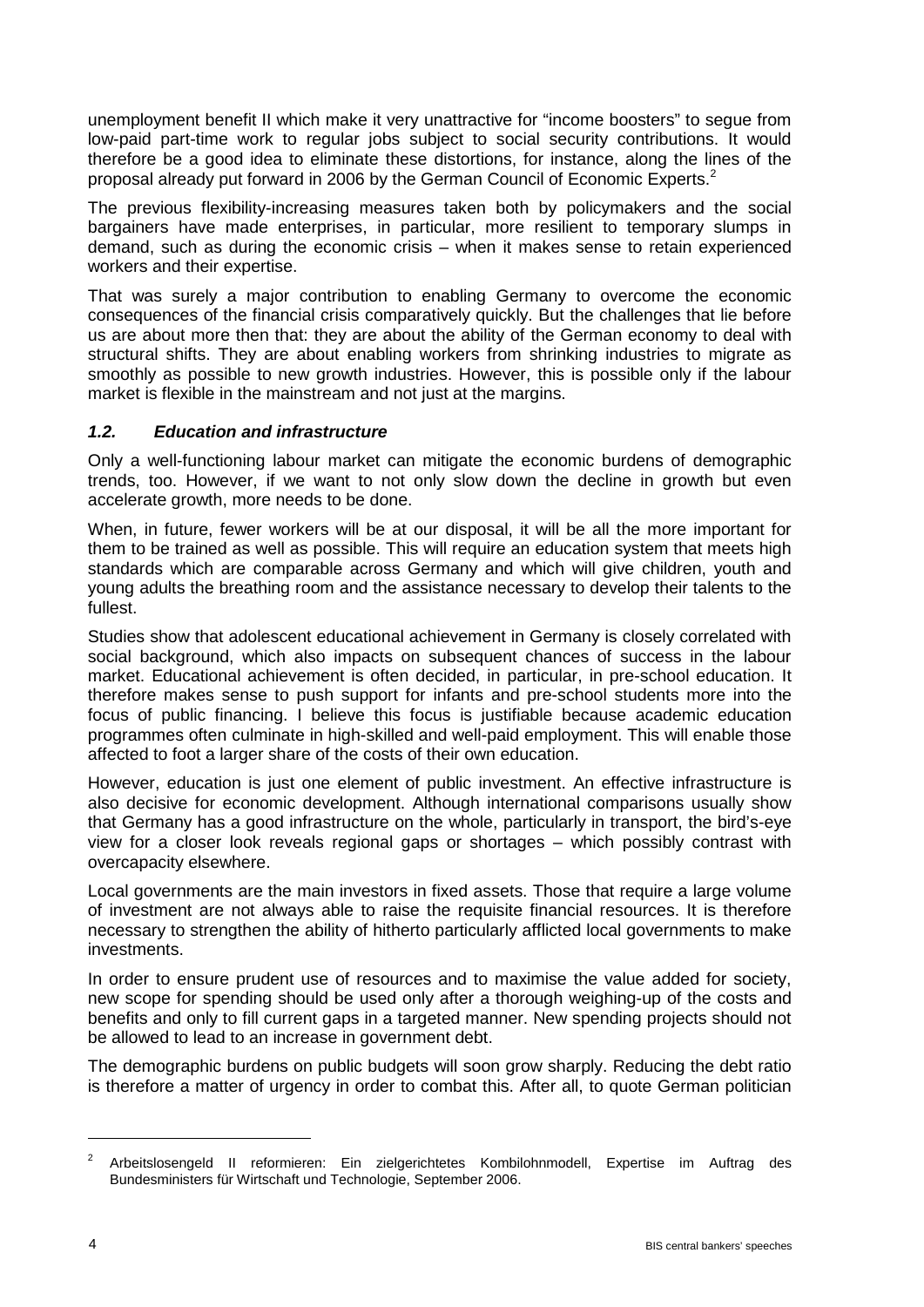unemployment benefit II which make it very unattractive for "income boosters" to segue from low-paid part-time work to regular jobs subject to social security contributions. It would therefore be a good idea to eliminate these distortions, for instance, along the lines of the proposal already put forward in 2006 by the German Council of Economic Experts.[2]

The previous flexibility-increasing measures taken both by policymakers and the social bargainers have made enterprises, in particular, more resilient to temporary slumps in demand, such as during the economic crisis – when it makes sense to retain experienced workers and their expertise.

That was surely a major contribution to enabling Germany to overcome the economic consequences of the financial crisis comparatively quickly. But the challenges that lie before us are about more then that: they are about the ability of the German economy to deal with structural shifts. They are about enabling workers from shrinking industries to migrate as smoothly as possible to new growth industries. However, this is possible only if the labour market is flexible in the mainstream and not just at the margins.

### *1.2. Education and infrastructure*

Only a well-functioning labour market can mitigate the economic burdens of demographic trends, too. However, if we want to not only slow down the decline in growth but even accelerate growth, more needs to be done.

When, in future, fewer workers will be at our disposal, it will be all the more important for them to be trained as well as possible. This will require an education system that meets high standards which are comparable across Germany and which will give children, youth and young adults the breathing room and the assistance necessary to develop their talents to the fullest.

Studies show that adolescent educational achievement in Germany is closely correlated with social background, which also impacts on subsequent chances of success in the labour market. Educational achievement is often decided, in particular, in pre-school education. It therefore makes sense to push support for infants and pre-school students more into the focus of public financing. I believe this focus is justifiable because academic education programmes often culminate in high-skilled and well-paid employment. This will enable those affected to foot a larger share of the costs of their own education.

However, education is just one element of public investment. An effective infrastructure is also decisive for economic development. Although international comparisons usually show that Germany has a good infrastructure on the whole, particularly in transport, the bird's-eye view for a closer look reveals regional gaps or shortages – which possibly contrast with overcapacity elsewhere.

Local governments are the main investors in fixed assets. Those that require a large volume of investment are not always able to raise the requisite financial resources. It is therefore necessary to strengthen the ability of hitherto particularly afflicted local governments to make investments.

In order to ensure prudent use of resources and to maximise the value added for society, new scope for spending should be used only after a thorough weighing-up of the costs and benefits and only to fill current gaps in a targeted manner. New spending projects should not be allowed to lead to an increase in government debt.

The demographic burdens on public budgets will soon grow sharply. Reducing the debt ratio is therefore a matter of urgency in order to combat this. After all, to quote German politician

[2] Arbeitslosengeld II reformieren: Ein zielgerichtetes Kombilohnmodell, Expertise im Auftrag des Bundesministers für Wirtschaft und Technologie, September 2006.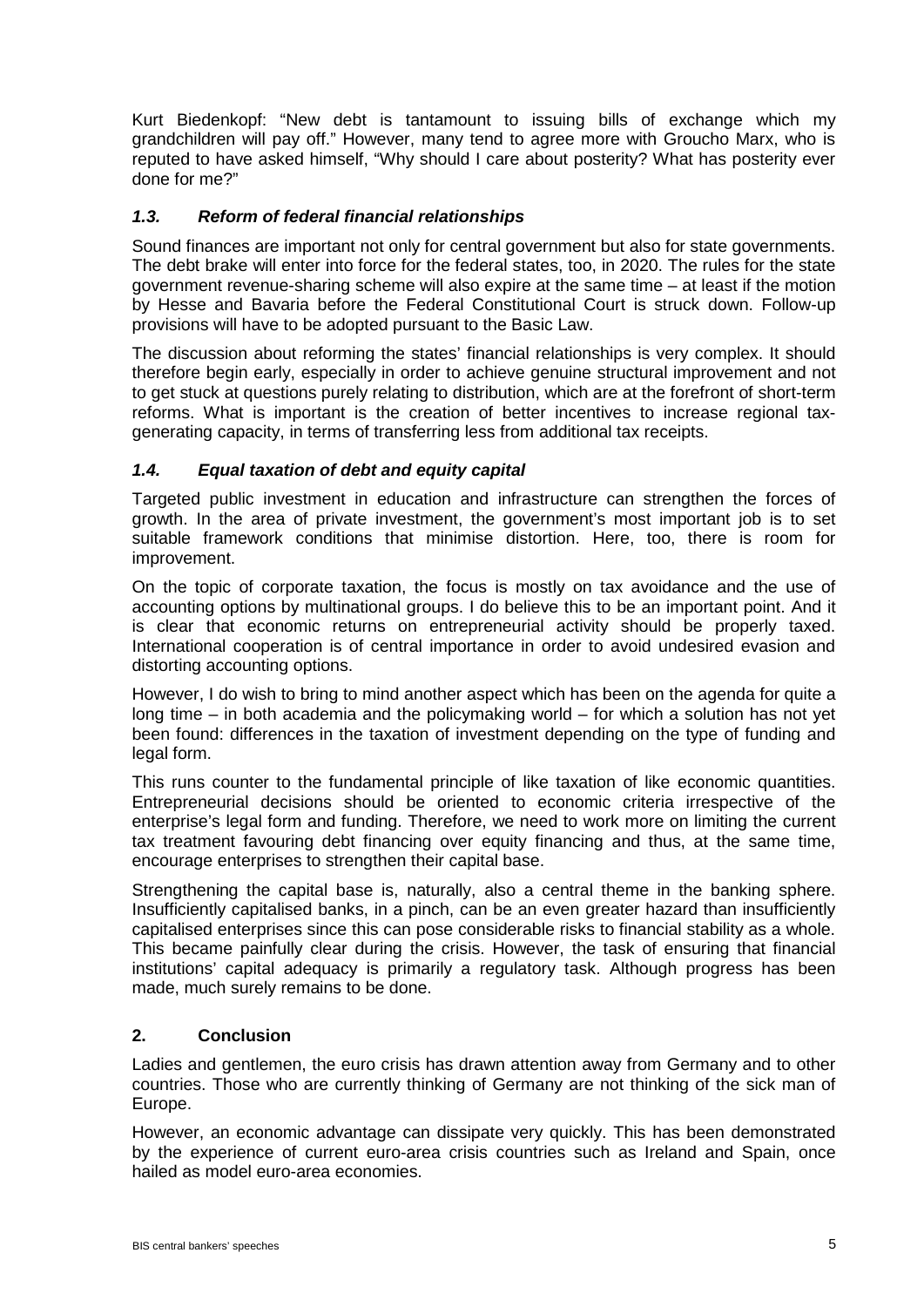Kurt Biedenkopf: “New debt is tantamount to issuing bills of exchange which my grandchildren will pay off.” However, many tend to agree more with Groucho Marx, who is reputed to have asked himself, “Why should I care about posterity? What has posterity ever done for me?”

### *1.3. Reform of federal financial relationships*

Sound finances are important not only for central government but also for state governments. The debt brake will enter into force for the federal states, too, in 2020. The rules for the state government revenue-sharing scheme will also expire at the same time – at least if the motion by Hesse and Bavaria before the Federal Constitutional Court is struck down. Follow-up provisions will have to be adopted pursuant to the Basic Law.

The discussion about reforming the states' financial relationships is very complex. It should therefore begin early, especially in order to achieve genuine structural improvement and not to get stuck at questions purely relating to distribution, which are at the forefront of short-term reforms. What is important is the creation of better incentives to increase regional tax-generating capacity, in terms of transferring less from additional tax receipts.

### *1.4. Equal taxation of debt and equity capital*

Targeted public investment in education and infrastructure can strengthen the forces of growth. In the area of private investment, the government's most important job is to set suitable framework conditions that minimise distortion. Here, too, there is room for improvement.

On the topic of corporate taxation, the focus is mostly on tax avoidance and the use of accounting options by multinational groups. I do believe this to be an important point. And it is clear that economic returns on entrepreneurial activity should be properly taxed. International cooperation is of central importance in order to avoid undesired evasion and distorting accounting options.

However, I do wish to bring to mind another aspect which has been on the agenda for quite a long time – in both academia and the policymaking world – for which a solution has not yet been found: differences in the taxation of investment depending on the type of funding and legal form.

This runs counter to the fundamental principle of like taxation of like economic quantities. Entrepreneurial decisions should be oriented to economic criteria irrespective of the enterprise's legal form and funding. Therefore, we need to work more on limiting the current tax treatment favouring debt financing over equity financing and thus, at the same time, encourage enterprises to strengthen their capital base.

Strengthening the capital base is, naturally, also a central theme in the banking sphere. Insufficiently capitalised banks, in a pinch, can be an even greater hazard than insufficiently capitalised enterprises since this can pose considerable risks to financial stability as a whole. This became painfully clear during the crisis. However, the task of ensuring that financial institutions' capital adequacy is primarily a regulatory task. Although progress has been made, much surely remains to be done.

## 2. Conclusion

Ladies and gentlemen, the euro crisis has drawn attention away from Germany and to other countries. Those who are currently thinking of Germany are not thinking of the sick man of Europe.

However, an economic advantage can dissipate very quickly. This has been demonstrated by the experience of current euro-area crisis countries such as Ireland and Spain, once hailed as model euro-area economies.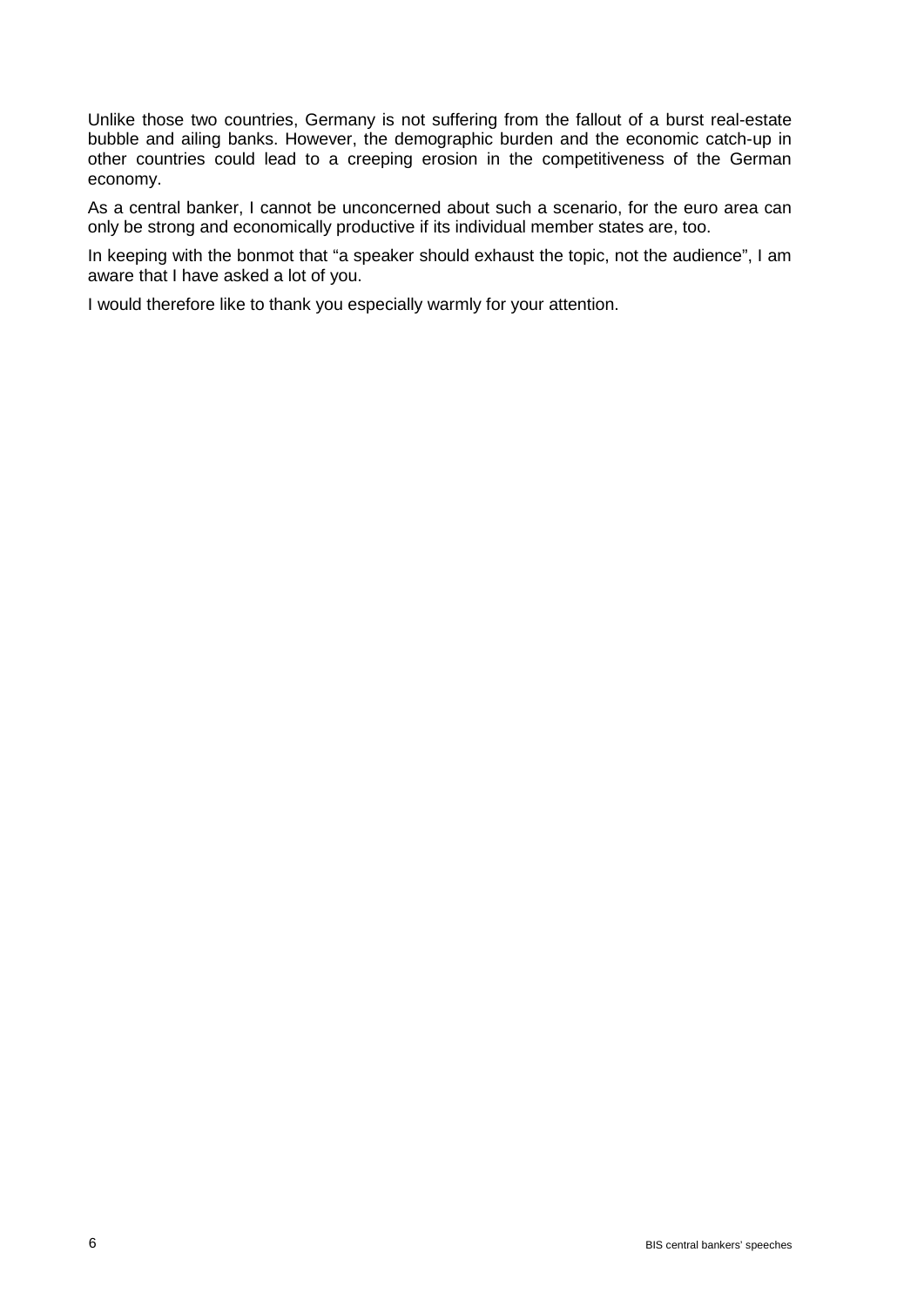Unlike those two countries, Germany is not suffering from the fallout of a burst real-estate bubble and ailing banks. However, the demographic burden and the economic catch-up in other countries could lead to a creeping erosion in the competitiveness of the German economy.

As a central banker, I cannot be unconcerned about such a scenario, for the euro area can only be strong and economically productive if its individual member states are, too.

In keeping with the bonmot that "a speaker should exhaust the topic, not the audience", I am aware that I have asked a lot of you.

I would therefore like to thank you especially warmly for your attention.